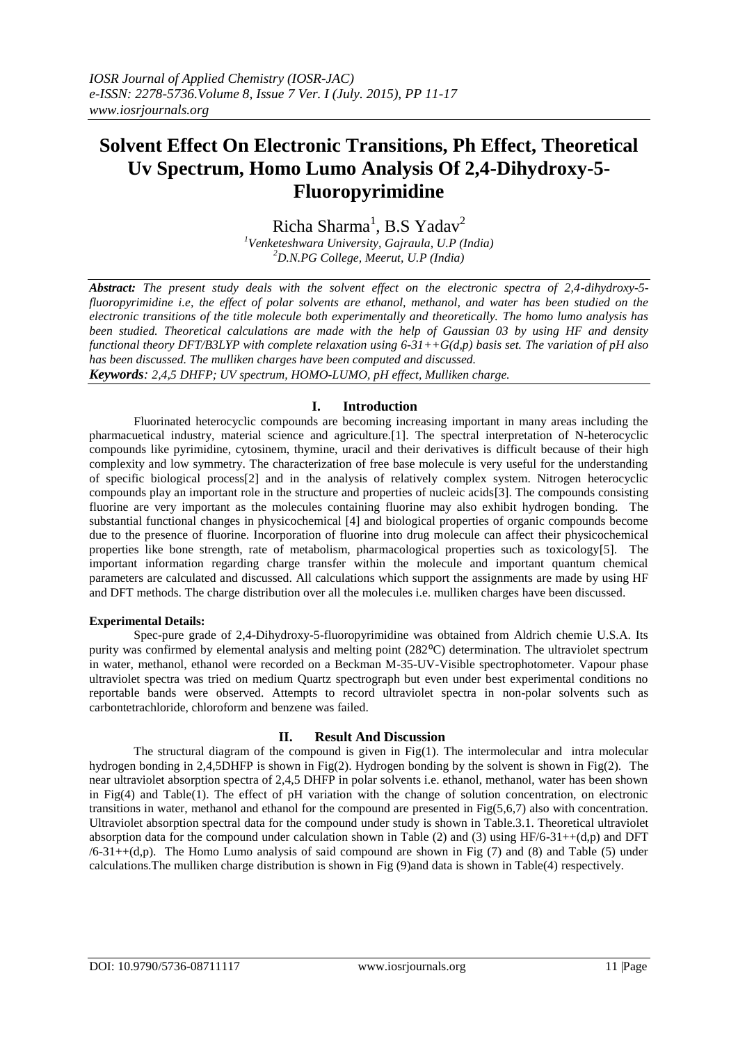# Solvent Effect On Electronic Transitions, Ph Effect, Theoretical Uv Spectrum, Homo Lumo Analysis Of 2,4-Dihydroxy-5-Fluoropyrimidine

Richa Sharma[1], B.S Yadav[2]

[1]Venketeshwara University, Gajraula, U.P (India)
[2]D.N.PG College, Meerut, U.P (India)

***Abstract:*** *The present study deals with the solvent effect on the electronic spectra of 2,4-dihydroxy-5-fluoropyrimidine i.e, the effect of polar solvents are ethanol, methanol, and water has been studied on the electronic transitions of the title molecule both experimentally and theoretically. The homo lumo analysis has been studied. Theoretical calculations are made with the help of Gaussian 03 by using HF and density functional theory DFT/B3LYP with complete relaxation using 6-31++G(d,p) basis set. The variation of pH also has been discussed. The mulliken charges have been computed and discussed.*

***Keywords****: 2,4,5 DHFP; UV spectrum, HOMO-LUMO, pH effect, Mulliken charge.*

## I. Introduction

Fluorinated heterocyclic compounds are becoming increasing important in many areas including the pharmacuetical industry, material science and agriculture.[1]. The spectral interpretation of N-heterocyclic compounds like pyrimidine, cytosinem, thymine, uracil and their derivatives is difficult because of their high complexity and low symmetry. The characterization of free base molecule is very useful for the understanding of specific biological process[2] and in the analysis of relatively complex system. Nitrogen heterocyclic compounds play an important role in the structure and properties of nucleic acids[3]. The compounds consisting fluorine are very important as the molecules containing fluorine may also exhibit hydrogen bonding. The substantial functional changes in physicochemical [4] and biological properties of organic compounds become due to the presence of fluorine. Incorporation of fluorine into drug molecule can affect their physicochemical properties like bone strength, rate of metabolism, pharmacological properties such as toxicology[5]. The important information regarding charge transfer within the molecule and important quantum chemical parameters are calculated and discussed. All calculations which support the assignments are made by using HF and DFT methods. The charge distribution over all the molecules i.e. mulliken charges have been discussed.

**Experimental Details:**

Spec-pure grade of 2,4-Dihydroxy-5-fluoropyrimidine was obtained from Aldrich chemie U.S.A. Its purity was confirmed by elemental analysis and melting point (282°C) determination. The ultraviolet spectrum in water, methanol, ethanol were recorded on a Beckman M-35-UV-Visible spectrophotometer. Vapour phase ultraviolet spectra was tried on medium Quartz spectrograph but even under best experimental conditions no reportable bands were observed. Attempts to record ultraviolet spectra in non-polar solvents such as carbontetrachloride, chloroform and benzene was failed.

## II. Result And Discussion

The structural diagram of the compound is given in Fig(1). The intermolecular and intra molecular hydrogen bonding in 2,4,5DHFP is shown in Fig(2). Hydrogen bonding by the solvent is shown in Fig(2). The near ultraviolet absorption spectra of 2,4,5 DHFP in polar solvents i.e. ethanol, methanol, water has been shown in Fig(4) and Table(1). The effect of pH variation with the change of solution concentration, on electronic transitions in water, methanol and ethanol for the compound are presented in Fig(5,6,7) also with concentration. Ultraviolet absorption spectral data for the compound under study is shown in Table.3.1. Theoretical ultraviolet absorption data for the compound under calculation shown in Table (2) and (3) using HF/6-31++(d,p) and DFT /6-31++(d,p). The Homo Lumo analysis of said compound are shown in Fig (7) and (8) and Table (5) under calculations.The mulliken charge distribution is shown in Fig (9)and data is shown in Table(4) respectively.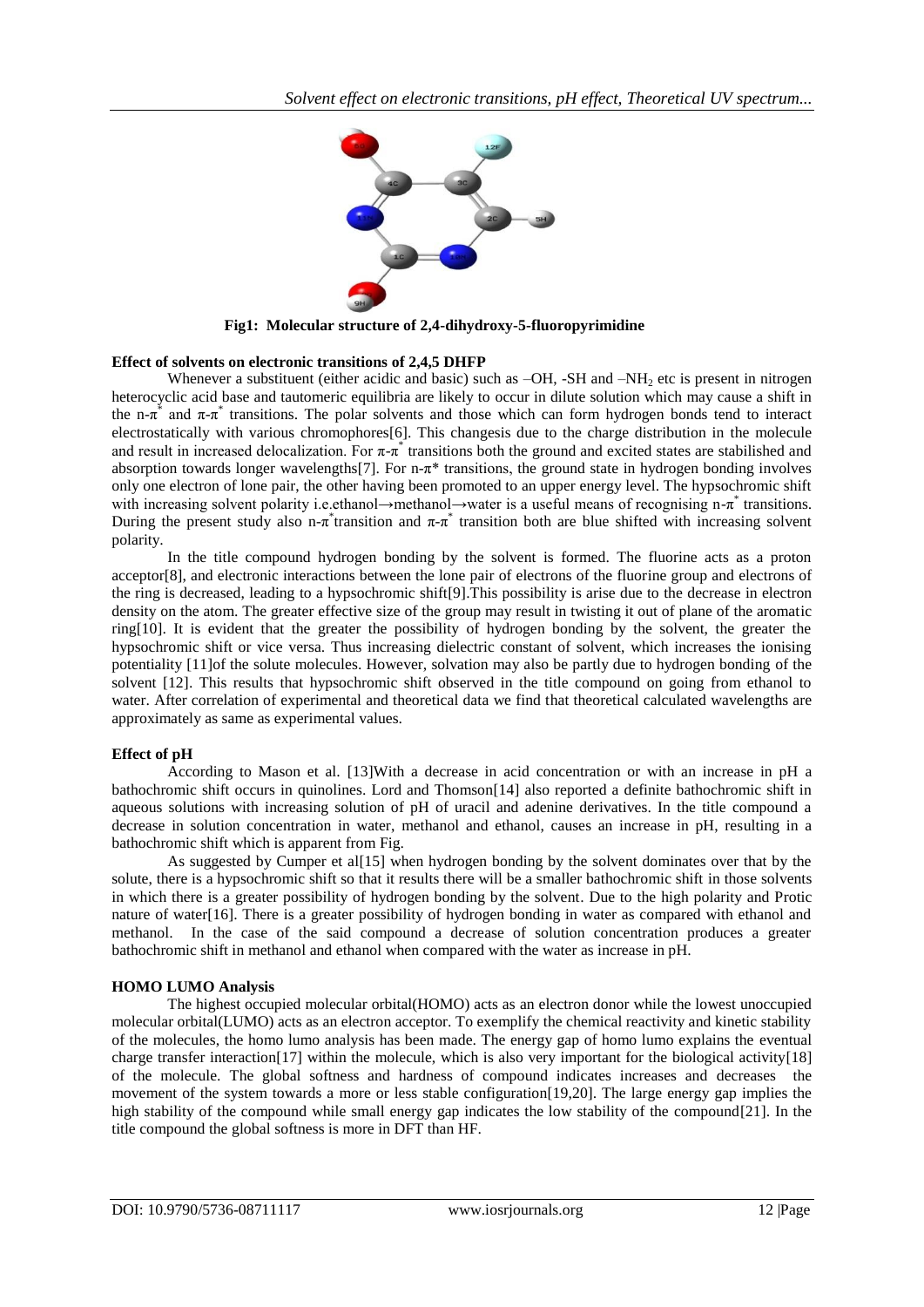Fig1: Molecular structure of 2,4-dihydroxy-5-fluoropyrimidine

**Effect of solvents on electronic transitions of 2,4,5 DHFP**

Whenever a substituent (either acidic and basic) such as –OH, -SH and $-NH_2$ etc is present in nitrogen heterocyclic acid base and tautomeric equilibria are likely to occur in dilute solution which may cause a shift in the n-$\pi^*$ and $\pi$-$\pi^*$ transitions. The polar solvents and those which can form hydrogen bonds tend to interact electrostatically with various chromophores[6]. This changesis due to the charge distribution in the molecule and result in increased delocalization. For $\pi$-$\pi^*$ transitions both the ground and excited states are stabilished and absorption towards longer wavelengths[7]. For n-$\pi^*$ transitions, the ground state in hydrogen bonding involves only one electron of lone pair, the other having been promoted to an upper energy level. The hypsochromic shift with increasing solvent polarity i.e.ethanol→methanol→water is a useful means of recognising n-$\pi^*$ transitions. During the present study also n-$\pi^*$transition and $\pi$-$\pi^*$ transition both are blue shifted with increasing solvent polarity.

In the title compound hydrogen bonding by the solvent is formed. The fluorine acts as a proton acceptor[8], and electronic interactions between the lone pair of electrons of the fluorine group and electrons of the ring is decreased, leading to a hypsochromic shift[9].This possibility is arise due to the decrease in electron density on the atom. The greater effective size of the group may result in twisting it out of plane of the aromatic ring[10]. It is evident that the greater the possibility of hydrogen bonding by the solvent, the greater the hypsochromic shift or vice versa. Thus increasing dielectric constant of solvent, which increases the ionising potentiality [11]of the solute molecules. However, solvation may also be partly due to hydrogen bonding of the solvent [12]. This results that hypsochromic shift observed in the title compound on going from ethanol to water. After correlation of experimental and theoretical data we find that theoretical calculated wavelengths are approximately as same as experimental values.

**Effect of pH**

According to Mason et al. [13]With a decrease in acid concentration or with an increase in pH a bathochromic shift occurs in quinolines. Lord and Thomson[14] also reported a definite bathochromic shift in aqueous solutions with increasing solution of pH of uracil and adenine derivatives. In the title compound a decrease in solution concentration in water, methanol and ethanol, causes an increase in pH, resulting in a bathochromic shift which is apparent from Fig.

As suggested by Cumper et al[15] when hydrogen bonding by the solvent dominates over that by the solute, there is a hypsochromic shift so that it results there will be a smaller bathochromic shift in those solvents in which there is a greater possibility of hydrogen bonding by the solvent. Due to the high polarity and Protic nature of water[16]. There is a greater possibility of hydrogen bonding in water as compared with ethanol and methanol. In the case of the said compound a decrease of solution concentration produces a greater bathochromic shift in methanol and ethanol when compared with the water as increase in pH.

**HOMO LUMO Analysis**

The highest occupied molecular orbital(HOMO) acts as an electron donor while the lowest unoccupied molecular orbital(LUMO) acts as an electron acceptor. To exemplify the chemical reactivity and kinetic stability of the molecules, the homo lumo analysis has been made. The energy gap of homo lumo explains the eventual charge transfer interaction[17] within the molecule, which is also very important for the biological activity[18] of the molecule. The global softness and hardness of compound indicates increases and decreases the movement of the system towards a more or less stable configuration[19,20]. The large energy gap implies the high stability of the compound while small energy gap indicates the low stability of the compound[21]. In the title compound the global softness is more in DFT than HF.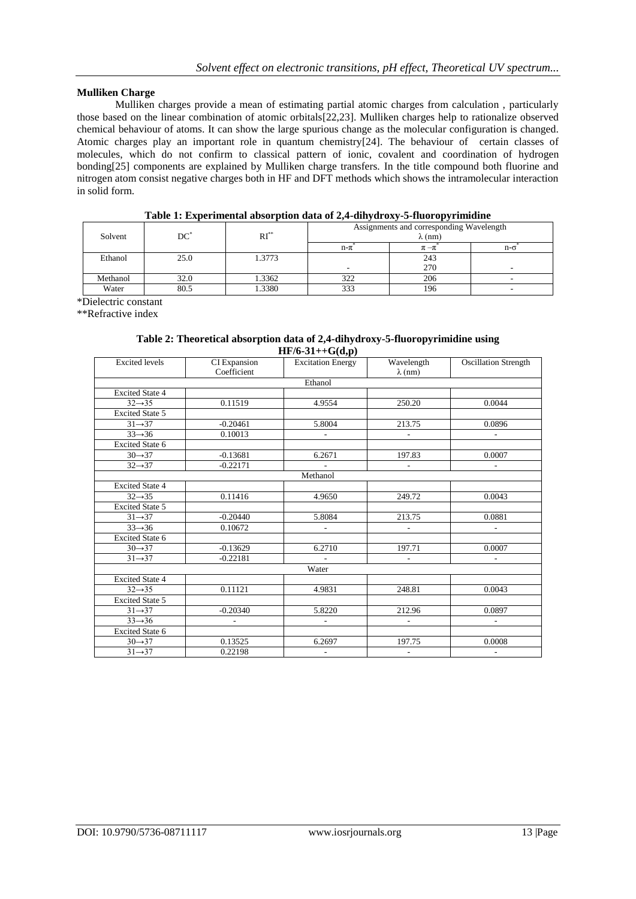### Mulliken Charge

Mulliken charges provide a mean of estimating partial atomic charges from calculation , particularly those based on the linear combination of atomic orbitals[22,23]. Mulliken charges help to rationalize observed chemical behaviour of atoms. It can show the large spurious change as the molecular configuration is changed. Atomic charges play an important role in quantum chemistry[24]. The behaviour of certain classes of molecules, which do not confirm to classical pattern of ionic, covalent and coordination of hydrogen bonding[25] components are explained by Mulliken charge transfers. In the title compound both fluorine and nitrogen atom consist negative charges both in HF and DFT methods which shows the intramolecular interaction in solid form.

**Table 1: Experimental absorption data of 2,4-dihydroxy-5-fluoropyrimidine**

| Solvent | DC* | RI** | Assignments and corresponding Wavelength λ (nm) | | |
|---|---|---|---|---|---|
| | | | $n\text{-}\pi^*$ | $\pi-\pi^*$ | $n\text{-}\sigma^*$ |
| Ethanol | 25.0 | 1.3773 | - | 243<br>270 | - |
| Methanol | 32.0 | 1.3362 | 322 | 206 | - |
| Water | 80.5 | 1.3380 | 333 | 196 | - |

*Dielectric constant

**Refractive index

**Table 2: Theoretical absorption data of 2,4-dihydroxy-5-fluoropyrimidine using HF/6-31++G(d,p)**

| Excited levels | CI Expansion Coefficient | Excitation Energy | Wavelength λ (nm) | Oscillation Strength |
|---|---|---|---|---|
| | | Ethanol | | |
| Excited State 4 | | | | |
| 32→35 | 0.11519 | 4.9554 | 250.20 | 0.0044 |
| Excited State 5 | | | | |
| 31→37 | -0.20461 | 5.8004 | 213.75 | 0.0896 |
| 33→36 | 0.10013 | - | - | - |
| Excited State 6 | | | | |
| 30→37 | -0.13681 | 6.2671 | 197.83 | 0.0007 |
| 32→37 | -0.22171 | - | - | - |
| | | Methanol | | |
| Excited State 4 | | | | |
| 32→35 | 0.11416 | 4.9650 | 249.72 | 0.0043 |
| Excited State 5 | | | | |
| 31→37 | -0.20440 | 5.8084 | 213.75 | 0.0881 |
| 33→36 | 0.10672 | - | - | - |
| Excited State 6 | | | | |
| 30→37 | -0.13629 | 6.2710 | 197.71 | 0.0007 |
| 31→37 | -0.22181 | - | - | - |
| | | Water | | |
| Excited State 4 | | | | |
| 32→35 | 0.11121 | 4.9831 | 248.81 | 0.0043 |
| Excited State 5 | | | | |
| 31→37 | -0.20340 | 5.8220 | 212.96 | 0.0897 |
| 33→36 | - | - | - | - |
| Excited State 6 | | | | |
| 30→37 | 0.13525 | 6.2697 | 197.75 | 0.0008 |
| 31→37 | 0.22198 | - | - | - |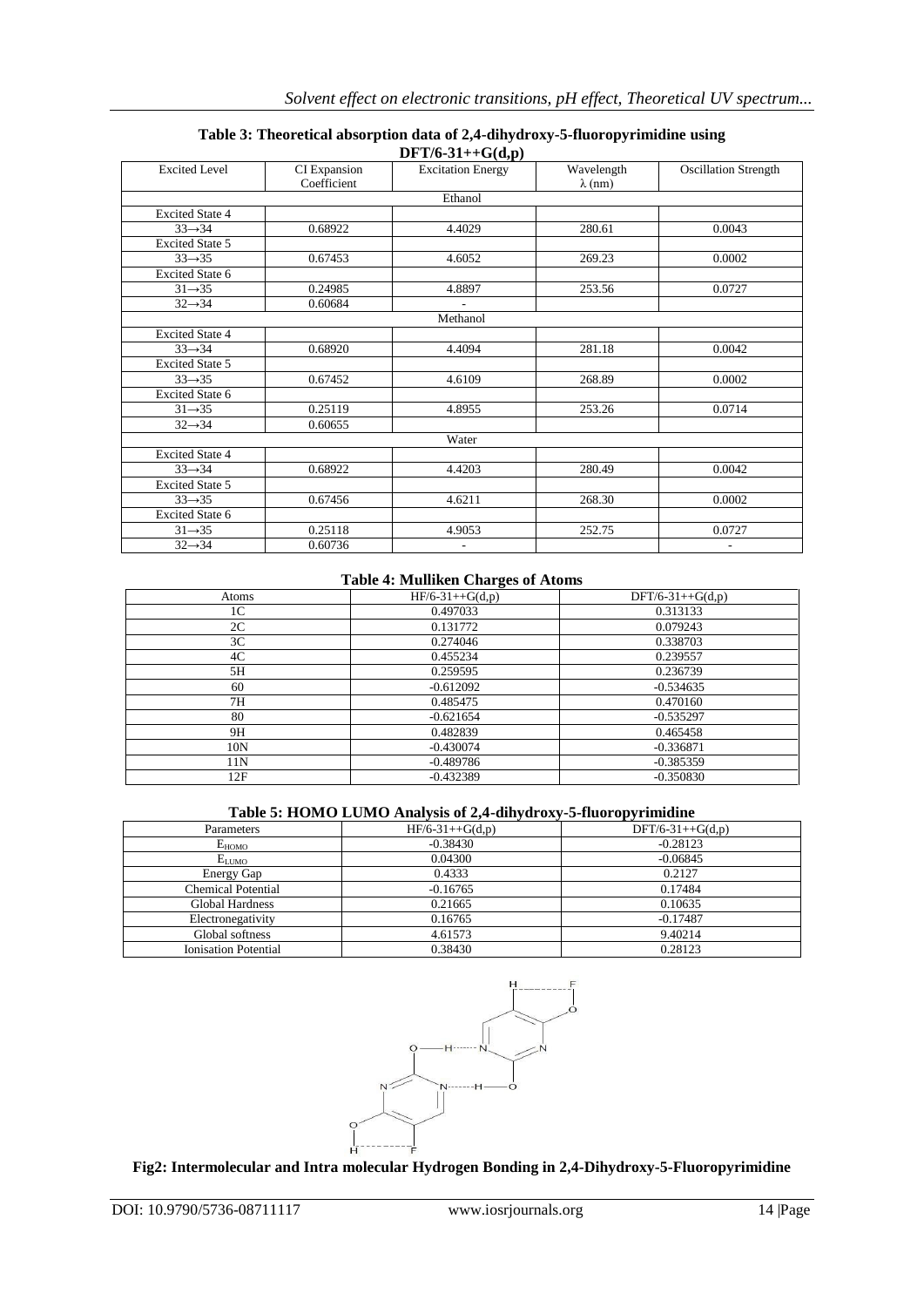**Table 3: Theoretical absorption data of 2,4-dihydroxy-5-fluoropyrimidine using DFT/6-31++G(d,p)**

| Excited Level | CI Expansion Coefficient | Excitation Energy | Wavelength λ (nm) | Oscillation Strength |
|---|---|---|---|---|
| | | Ethanol | | |
| Excited State 4 | | | | |
| 33→34 | 0.68922 | 4.4029 | 280.61 | 0.0043 |
| Excited State 5 | | | | |
| 33→35 | 0.67453 | 4.6052 | 269.23 | 0.0002 |
| Excited State 6 | | | | |
| 31→35 | 0.24985 | 4.8897 | 253.56 | 0.0727 |
| 32→34 | 0.60684 | - | | |
| | | Methanol | | |
| Excited State 4 | | | | |
| 33→34 | 0.68920 | 4.4094 | 281.18 | 0.0042 |
| Excited State 5 | | | | |
| 33→35 | 0.67452 | 4.6109 | 268.89 | 0.0002 |
| Excited State 6 | | | | |
| 31→35 | 0.25119 | 4.8955 | 253.26 | 0.0714 |
| 32→34 | 0.60655 | | | |
| | | Water | | |
| Excited State 4 | | | | |
| 33→34 | 0.68922 | 4.4203 | 280.49 | 0.0042 |
| Excited State 5 | | | | |
| 33→35 | 0.67456 | 4.6211 | 268.30 | 0.0002 |
| Excited State 6 | | | | |
| 31→35 | 0.25118 | 4.9053 | 252.75 | 0.0727 |
| 32→34 | 0.60736 | - | | - |

**Table 4: Mulliken Charges of Atoms**

| Atoms | HF/6-31++G(d,p) | DFT/6-31++G(d,p) |
|---|---|---|
| 1C | 0.497033 | 0.313133 |
| 2C | 0.131772 | 0.079243 |
| 3C | 0.274046 | 0.338703 |
| 4C | 0.455234 | 0.239557 |
| 5H | 0.259595 | 0.236739 |
| 6O | -0.612092 | -0.534635 |
| 7H | 0.485475 | 0.470160 |
| 8O | -0.621654 | -0.535297 |
| 9H | 0.482839 | 0.465458 |
| 10N | -0.430074 | -0.336871 |
| 11N | -0.489786 | -0.385359 |
| 12F | -0.432389 | -0.350830 |

**Table 5: HOMO LUMO Analysis of 2,4-dihydroxy-5-fluoropyrimidine**

| Parameters | HF/6-31++G(d,p) | DFT/6-31++G(d,p) |
|---|---|---|
| $E_{HOMO}$ | -0.38430 | -0.28123 |
| $E_{LUMO}$ | 0.04300 | -0.06845 |
| Energy Gap | 0.4333 | 0.2127 |
| Chemical Potential | -0.16765 | 0.17484 |
| Global Hardness | 0.21665 | 0.10635 |
| Electronegativity | 0.16765 | -0.17487 |
| Global softness | 4.61573 | 9.40214 |
| Ionisation Potential | 0.38430 | 0.28123 |

**Fig2: Intermolecular and Intra molecular Hydrogen Bonding in 2,4-Dihydroxy-5-Fluoropyrimidine**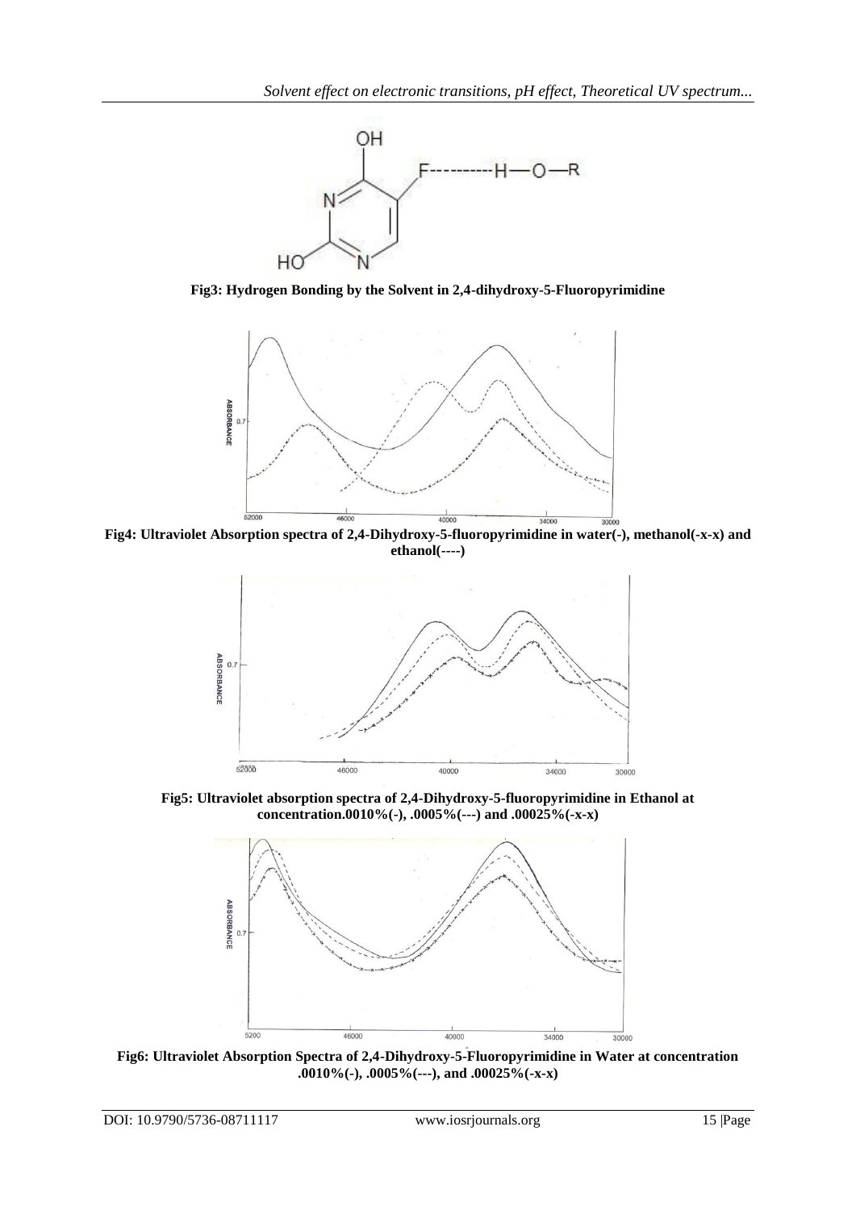**Fig3: Hydrogen Bonding by the Solvent in 2,4-dihydroxy-5-Fluoropyrimidine**

**Fig4: Ultraviolet Absorption spectra of 2,4-Dihydroxy-5-fluoropyrimidine in water(-), methanol(-x-x) and ethanol(----)**

**Fig5: Ultraviolet absorption spectra of 2,4-Dihydroxy-5-fluoropyrimidine in Ethanol at concentration.0010%(-), .0005%(---) and .00025%(-x-x)**

**Fig6: Ultraviolet Absorption Spectra of 2,4-Dihydroxy-5-Fluoropyrimidine in Water at concentration .0010%(-), .0005%(---), and .00025%(-x-x)**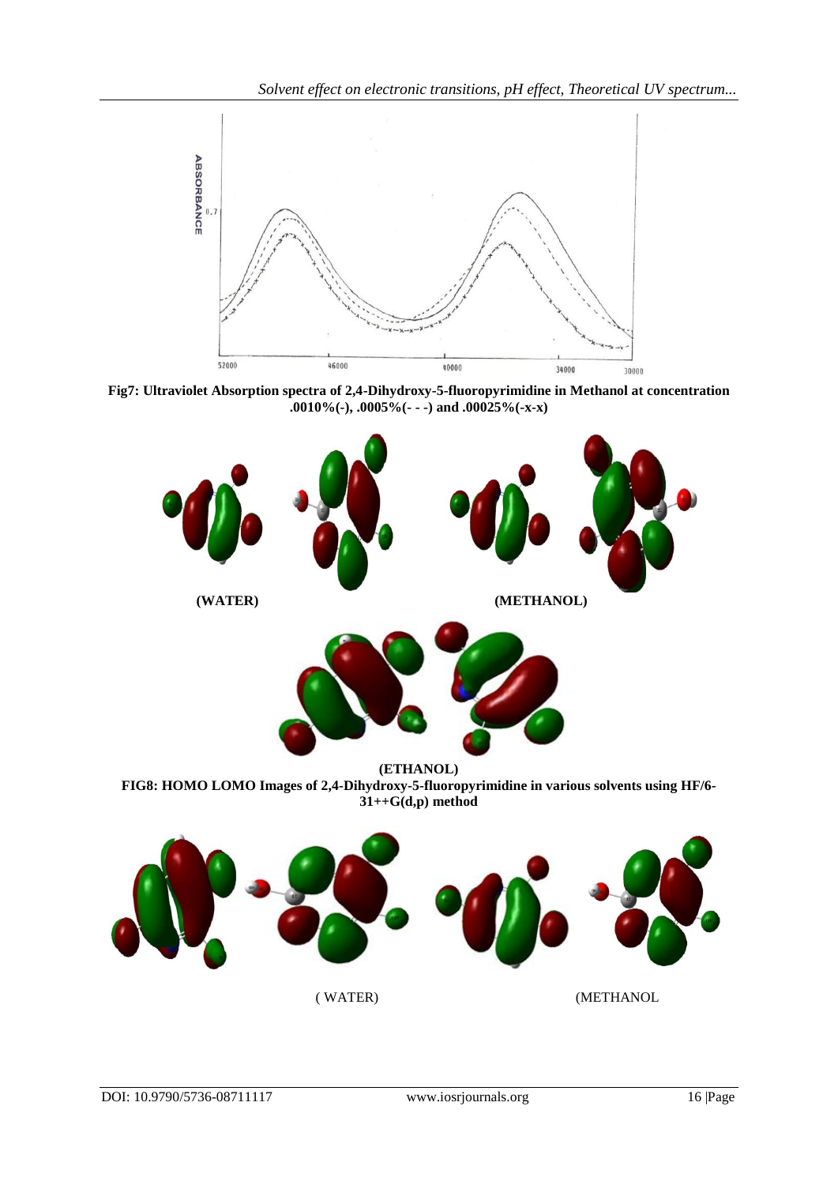**Fig7: Ultraviolet Absorption spectra of 2,4-Dihydroxy-5-fluoropyrimidine in Methanol at concentration .0010%(-), .0005%(- - -) and .00025%(-x-x)**

(WATER) (METHANOL)

(ETHANOL)

**FIG8: HOMO LOMO Images of 2,4-Dihydroxy-5-fluoropyrimidine in various solvents using HF/6-31++G(d,p) method**

( WATER) (METHANOL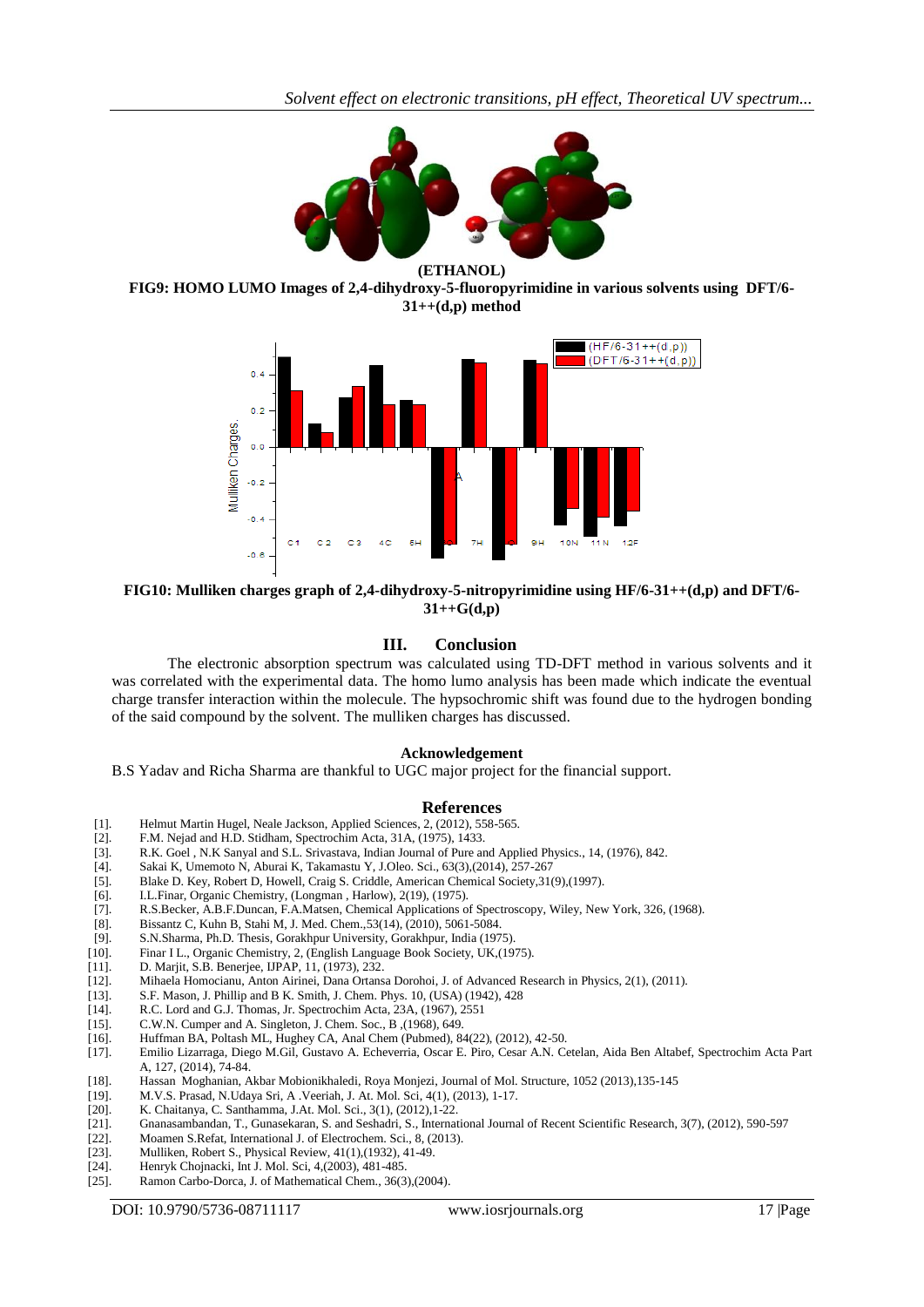(ETHANOL)

**FIG9: HOMO LUMO Images of 2,4-dihydroxy-5-fluoropyrimidine in various solvents using DFT/6-31++(d,p) method**

(HF/6-31++(d,p))
(DFT/6-31++(d,p))
Mulliken Charges
0.4
0.2
0.0
-0.2
-0.4
-0.6
C1 C2 C3 4C 5H 7H 9H 10N 11N 12F

**FIG10: Mulliken charges graph of 2,4-dihydroxy-5-nitropyrimidine using HF/6-31++(d,p) and DFT/6-31++G(d,p)**

## III. Conclusion

The electronic absorption spectrum was calculated using TD-DFT method in various solvents and it was correlated with the experimental data. The homo lumo analysis has been made which indicate the eventual charge transfer interaction within the molecule. The hypsochromic shift was found due to the hydrogen bonding of the said compound by the solvent. The mulliken charges has discussed.

### Acknowledgement

B.S Yadav and Richa Sharma are thankful to UGC major project for the financial support.

## References

[1]. Helmut Martin Hugel, Neale Jackson, Applied Sciences, 2, (2012), 558-565.
[2]. F.M. Nejad and H.D. Stidham, Spectrochim Acta, 31A, (1975), 1433.
[3]. R.K. Goel , N.K Sanyal and S.L. Srivastava, Indian Journal of Pure and Applied Physics., 14, (1976), 842.
[4]. Sakai K, Umemoto N, Aburai K, Takamastu Y, J.Oleo. Sci., 63(3),(2014), 257-267
[5]. Blake D. Key, Robert D, Howell, Craig S. Criddle, American Chemical Society,31(9),(1997).
[6]. I.L.Finar, Organic Chemistry, (Longman , Harlow), 2(19), (1975).
[7]. R.S.Becker, A.B.F.Duncan, F.A.Matsen, Chemical Applications of Spectroscopy, Wiley, New York, 326, (1968).
[8]. Bissantz C, Kuhn B, Stahi M, J. Med. Chem.,53(14), (2010), 5061-5084.
[9]. S.N.Sharma, Ph.D. Thesis, Gorakhpur University, Gorakhpur, India (1975).
[10]. Finar I L., Organic Chemistry, 2, (English Language Book Society, UK,(1975).
[11]. D. Marjit, S.B. Benerjee, IJPAP, 11, (1973), 232.
[12]. Mihaela Homocianu, Anton Airinei, Dana Ortansa Dorohoi, J. of Advanced Research in Physics, 2(1), (2011).
[13]. S.F. Mason, J. Phillip and B K. Smith, J. Chem. Phys. 10, (USA) (1942), 428
[14]. R.C. Lord and G.J. Thomas, Jr. Spectrochim Acta, 23A, (1967), 2551
[15]. C.W.N. Cumper and A. Singleton, J. Chem. Soc., B ,(1968), 649.
[16]. Huffman BA, Poltash ML, Hughey CA, Anal Chem (Pubmed), 84(22), (2012), 42-50.
[17]. Emilio Lizarraga, Diego M.Gil, Gustavo A. Echeverria, Oscar E. Piro, Cesar A.N. Cetelan, Aida Ben Altabef, Spectrochim Acta Part A, 127, (2014), 74-84.
[18]. Hassan Moghanian, Akbar Mobionikhaledi, Roya Monjezi, Journal of Mol. Structure, 1052 (2013),135-145
[19]. M.V.S. Prasad, N.Udaya Sri, A .Veeriah, J. At. Mol. Sci, 4(1), (2013), 1-17.
[20]. K. Chaitanya, C. Santhamma, J.At. Mol. Sci., 3(1), (2012),1-22.
[21]. Gnanasambandan, T., Gunasekaran, S. and Seshadri, S., International Journal of Recent Scientific Research, 3(7), (2012), 590-597
[22]. Moamen S.Refat, International J. of Electrochem. Sci., 8, (2013).
[23]. Mulliken, Robert S., Physical Review, 41(1),(1932), 41-49.
[24]. Henryk Chojnacki, Int J. Mol. Sci, 4,(2003), 481-485.
[25]. Ramon Carbo-Dorca, J. of Mathematical Chem., 36(3),(2004).